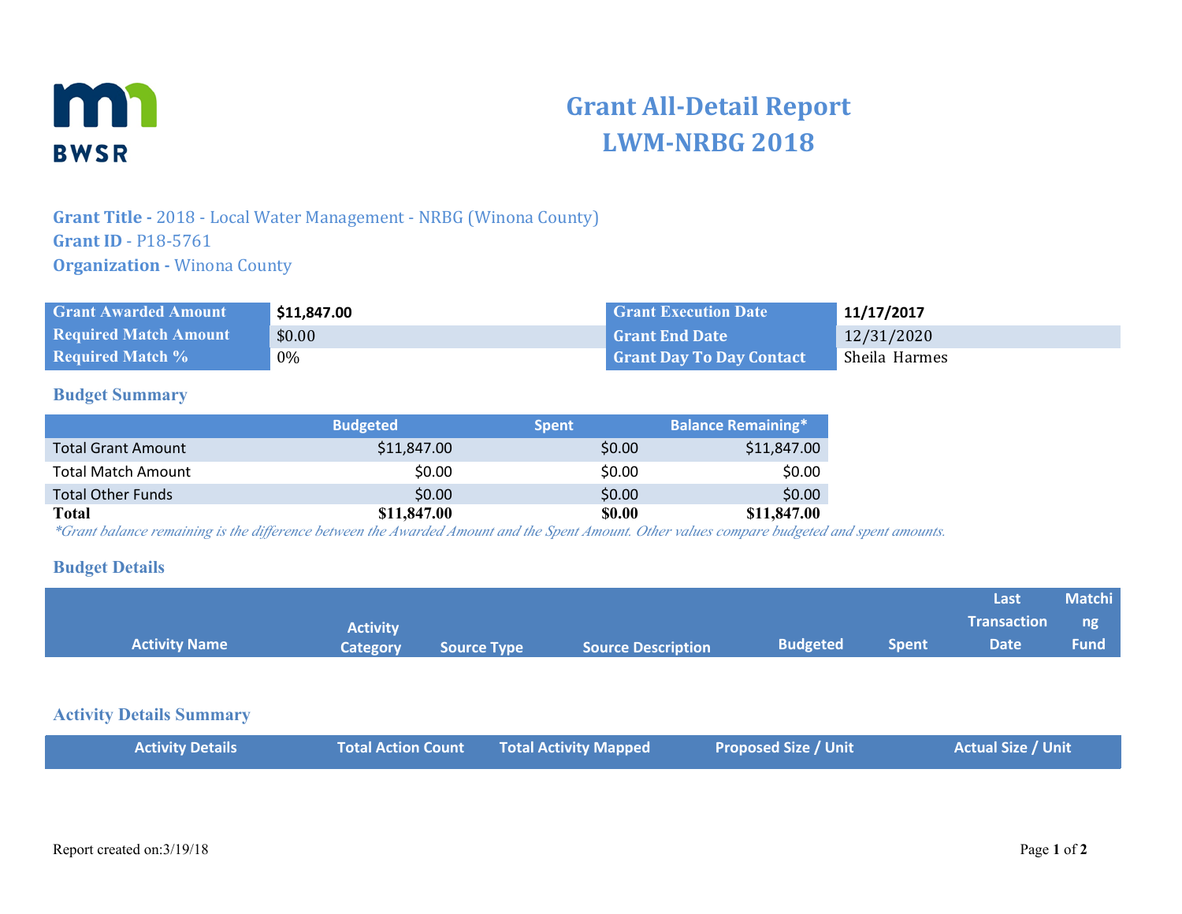# Grant All-Detail Report
# LWM-NRBG 2018

**Grant Title -** 2018 - Local Water Management - NRBG (Winona County)
**Grant ID** - P18-5761
**Organization -** Winona County

| Grant Awarded Amount | $11,847.00 | Grant Execution Date | 11/17/2017 |
|---|---|---|---|
| Required Match Amount | $0.00 | Grant End Date | 12/31/2020 |
| Required Match % | 0% | Grant Day To Day Contact | Sheila Harmes |

## Budget Summary

| | Budgeted | Spent | Balance Remaining* |
|---|---|---|---|
| Total Grant Amount | $11,847.00 | $0.00 | $11,847.00 |
| Total Match Amount | $0.00 | $0.00 | $0.00 |
| Total Other Funds | $0.00 | $0.00 | $0.00 |
| **Total** | **$11,847.00** | **$0.00** | **$11,847.00** |

*\*Grant balance remaining is the difference between the Awarded Amount and the Spent Amount. Other values compare budgeted and spent amounts.*

## Budget Details

| Activity Name | Activity Category | Source Type | Source Description | Budgeted | Spent | Last Transaction Date | Matching Fund |
|---|---|---|---|---|---|---|---|

## Activity Details Summary

| Activity Details | Total Action Count | Total Activity Mapped | Proposed Size / Unit | Actual Size / Unit |
|---|---|---|---|---|

Report created on:3/19/18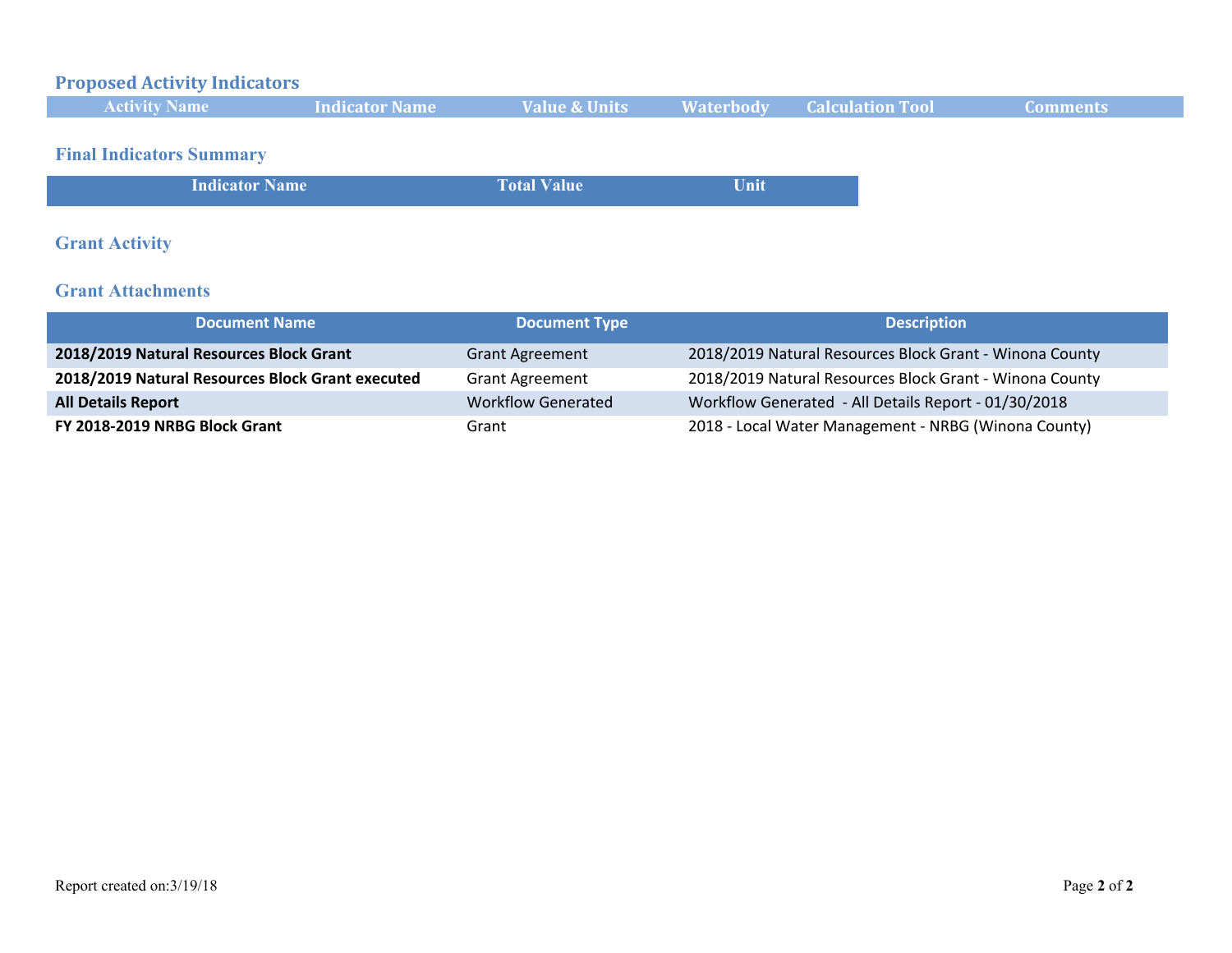## Proposed Activity Indicators

| Activity Name | Indicator Name | Value & Units | Waterbody | Calculation Tool | Comments |
|---|---|---|---|---|---|

## Final Indicators Summary

| Indicator Name | Total Value | Unit |
|---|---|---|

## Grant Activity

## Grant Attachments

| Document Name | Document Type | Description |
|---|---|---|
| **2018/2019 Natural Resources Block Grant** | Grant Agreement | 2018/2019 Natural Resources Block Grant - Winona County |
| **2018/2019 Natural Resources Block Grant executed** | Grant Agreement | 2018/2019 Natural Resources Block Grant - Winona County |
| **All Details Report** | Workflow Generated | Workflow Generated - All Details Report - 01/30/2018 |
| **FY 2018-2019 NRBG Block Grant** | Grant | 2018 - Local Water Management - NRBG (Winona County) |

Report created on:3/19/18